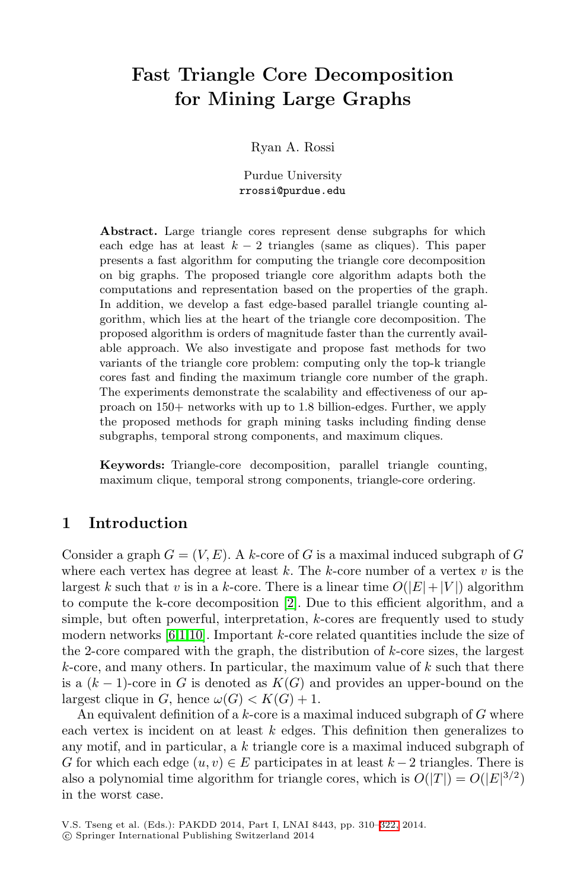# Fast Triangle Core Decomposition for Mining Large Graphs

Ryan A. Rossi

Purdue University
rrossi@purdue.edu

**Abstract.** Large triangle cores represent dense subgraphs for which each edge has at least $k-2$ triangles (same as cliques). This paper presents a fast algorithm for computing the triangle core decomposition on big graphs. The proposed triangle core algorithm adapts both the computations and representation based on the properties of the graph. In addition, we develop a fast edge-based parallel triangle counting algorithm, which lies at the heart of the triangle core decomposition. The proposed algorithm is orders of magnitude faster than the currently available approach. We also investigate and propose fast methods for two variants of the triangle core problem: computing only the top-k triangle cores fast and finding the maximum triangle core number of the graph. The experiments demonstrate the scalability and effectiveness of our approach on 150+ networks with up to 1.8 billion-edges. Further, we apply the proposed methods for graph mining tasks including finding dense subgraphs, temporal strong components, and maximum cliques.

**Keywords:** Triangle-core decomposition, parallel triangle counting, maximum clique, temporal strong components, triangle-core ordering.

## 1 Introduction

Consider a graph $G = (V, E)$. A $k$-core of $G$ is a maximal induced subgraph of $G$ where each vertex has degree at least $k$. The $k$-core number of a vertex $v$ is the largest $k$ such that $v$ is in a $k$-core. There is a linear time $O(|E| + |V|)$ algorithm to compute the k-core decomposition [2]. Due to this efficient algorithm, and a simple, but often powerful, interpretation, $k$-cores are frequently used to study modern networks [6,1,10]. Important $k$-core related quantities include the size of the 2-core compared with the graph, the distribution of $k$-core sizes, the largest $k$-core, and many others. In particular, the maximum value of $k$ such that there is a $(k-1)$-core in $G$ is denoted as $K(G)$ and provides an upper-bound on the largest clique in $G$, hence $\omega(G) < K(G) + 1$.

An equivalent definition of a $k$-core is a maximal induced subgraph of $G$ where each vertex is incident on at least $k$ edges. This definition then generalizes to any motif, and in particular, a $k$ triangle core is a maximal induced subgraph of $G$ for which each edge $(u, v) \in E$ participates in at least $k-2$ triangles. There is also a polynomial time algorithm for triangle cores, which is $O(|T|) = O(|E|^{3/2})$ in the worst case.

V.S. Tseng et al. (Eds.): PAKDD 2014, Part I, LNAI 8443, pp. 310–322, 2014.
© Springer International Publishing Switzerland 2014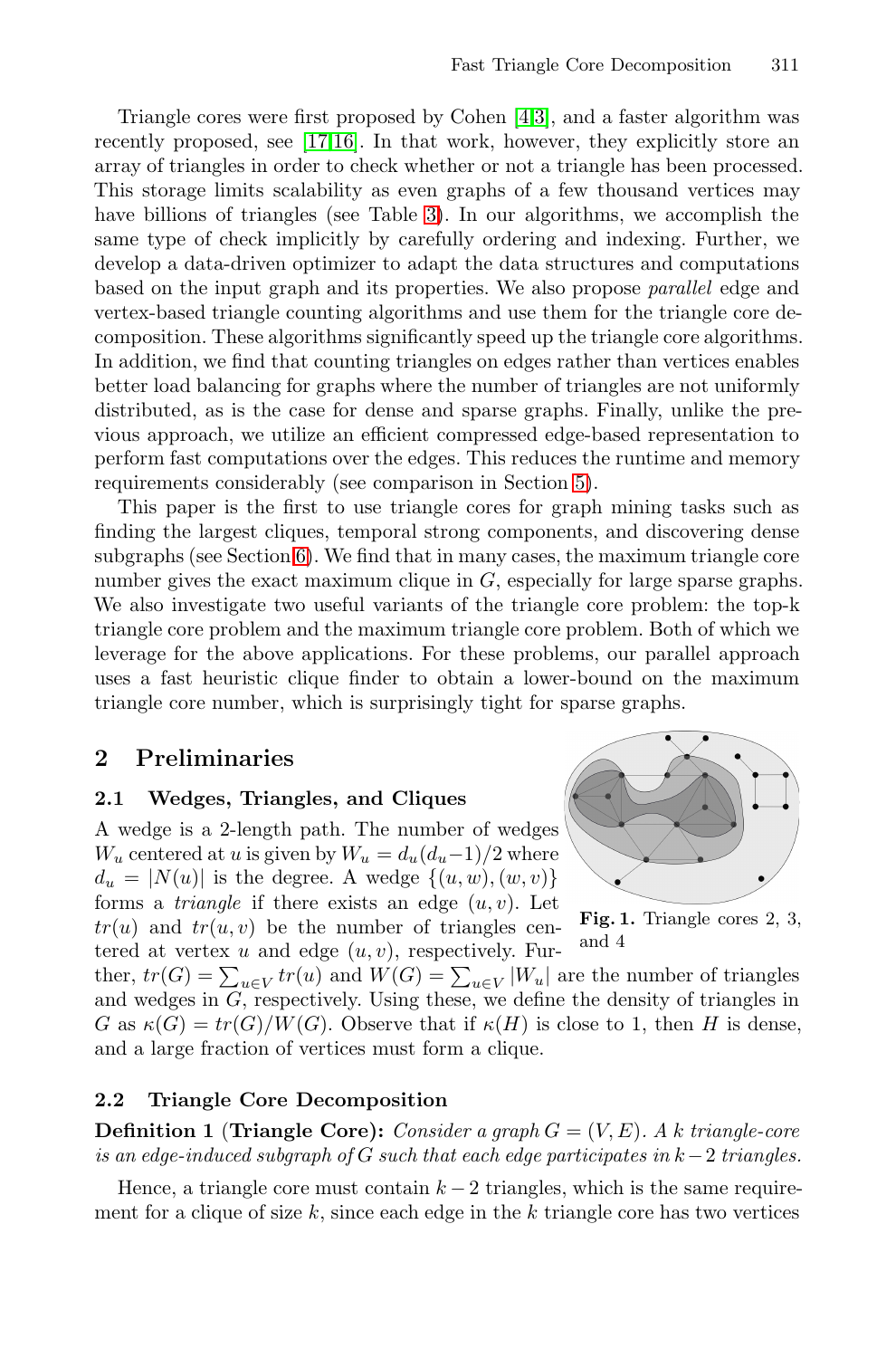Triangle cores were first proposed by Cohen [4,3], and a faster algorithm was recently proposed, see [17,16]. In that work, however, they explicitly store an array of triangles in order to check whether or not a triangle has been processed. This storage limits scalability as even graphs of a few thousand vertices may have billions of triangles (see Table 3). In our algorithms, we accomplish the same type of check implicitly by carefully ordering and indexing. Further, we develop a data-driven optimizer to adapt the data structures and computations based on the input graph and its properties. We also propose *parallel* edge and vertex-based triangle counting algorithms and use them for the triangle core decomposition. These algorithms significantly speed up the triangle core algorithms. In addition, we find that counting triangles on edges rather than vertices enables better load balancing for graphs where the number of triangles are not uniformly distributed, as is the case for dense and sparse graphs. Finally, unlike the previous approach, we utilize an efficient compressed edge-based representation to perform fast computations over the edges. This reduces the runtime and memory requirements considerably (see comparison in Section 5).

This paper is the first to use triangle cores for graph mining tasks such as finding the largest cliques, temporal strong components, and discovering dense subgraphs (see Section 6). We find that in many cases, the maximum triangle core number gives the exact maximum clique in $G$, especially for large sparse graphs. We also investigate two useful variants of the triangle core problem: the top-k triangle core problem and the maximum triangle core problem. Both of which we leverage for the above applications. For these problems, our parallel approach uses a fast heuristic clique finder to obtain a lower-bound on the maximum triangle core number, which is surprisingly tight for sparse graphs.

## 2 Preliminaries

### 2.1 Wedges, Triangles, and Cliques

A wedge is a 2-length path. The number of wedges $W_u$ centered at $u$ is given by $W_u = d_u(d_u - 1)/2$ where $d_u = |N(u)|$ is the degree. A wedge $\{(u, w), (w, v)\}$ forms a *triangle* if there exists an edge $(u, v)$. Let $tr(u)$ and $tr(u, v)$ be the number of triangles centered at vertex $u$ and edge $(u, v)$, respectively. Further, $tr(G) = \sum_{u \in V} tr(u)$ and $W(G) = \sum_{u \in V} |W_u|$ are the number of triangles and wedges in $G$, respectively. Using these, we define the density of triangles in $G$ as $\kappa(G) = tr(G)/W(G)$. Observe that if $\kappa(H)$ is close to 1, then $H$ is dense, and a large fraction of vertices must form a clique.

**Fig. 1.** Triangle cores 2, 3, and 4

### 2.2 Triangle Core Decomposition

**Definition 1** (**Triangle Core):** *Consider a graph $G = (V, E)$. A $k$ triangle-core is an edge-induced subgraph of $G$ such that each edge participates in $k - 2$ triangles.*

Hence, a triangle core must contain $k - 2$ triangles, which is the same requirement for a clique of size $k$, since each edge in the $k$ triangle core has two vertices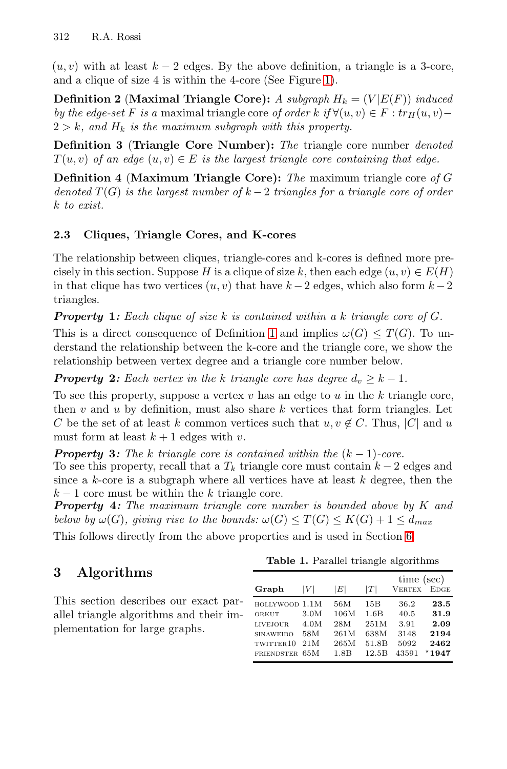$(u, v)$ with at least $k-2$ edges. By the above definition, a triangle is a 3-core, and a clique of size 4 is within the 4-core (See Figure 1).

**Definition 2** (**Maximal Triangle Core**)**:** *A subgraph $H_k = (V|E(F))$ induced by the edge-set $F$ is a* maximal triangle core *of order $k$ if $\forall (u, v) \in F : tr_H(u, v) - 2 > k$, and $H_k$ is the maximum subgraph with this property.*

**Definition 3** (**Triangle Core Number**)**:** *The* triangle core number *denoted $T(u, v)$ of an edge $(u, v) \in E$ is the largest triangle core containing that edge.*

**Definition 4** (**Maximum Triangle Core**)**:** *The* maximum triangle core *of $G$ denoted $T(G)$ is the largest number of $k-2$ triangles for a triangle core of order $k$ to exist.*

### 2.3 Cliques, Triangle Cores, and K-cores

The relationship between cliques, triangle-cores and k-cores is defined more precisely in this section. Suppose $H$ is a clique of size $k$, then each edge $(u, v) \in E(H)$ in that clique has two vertices $(u, v)$ that have $k-2$ edges, which also form $k-2$ triangles.

***Property* 1*:*** *Each clique of size $k$ is contained within a $k$ triangle core of $G$.*

This is a direct consequence of Definition 1 and implies $\omega(G) \leq T(G)$. To understand the relationship between the k-core and the triangle core, we show the relationship between vertex degree and a triangle core number below.

***Property* 2*:*** *Each vertex in the $k$ triangle core has degree $d_v \geq k-1$.*

To see this property, suppose a vertex $v$ has an edge to $u$ in the $k$ triangle core, then $v$ and $u$ by definition, must also share $k$ vertices that form triangles. Let $C$ be the set of at least $k$ common vertices such that $u, v \notin C$. Thus, $|C|$ and $u$ must form at least $k+1$ edges with $v$.

***Property* 3*:*** *The $k$ triangle core is contained within the $(k-1)$-core.*
To see this property, recall that a $T_k$ triangle core must contain $k-2$ edges and since a $k$-core is a subgraph where all vertices have at least $k$ degree, then the $k-1$ core must be within the $k$ triangle core.

***Property* 4*:*** *The maximum triangle core number is bounded above by $K$ and below by $\omega(G)$, giving rise to the bounds: $\omega(G) \leq T(G) \leq K(G) + 1 \leq d_{max}$*

This follows directly from the above properties and is used in Section 6.

## 3 Algorithms

This section describes our exact parallel triangle algorithms and their implementation for large graphs.

**Table 1.** Parallel triangle algorithms

| Graph | $\lvert V\rvert$ | $\lvert E\rvert$ | $\lvert T\rvert$ | time (sec) Vertex | time (sec) Edge |
|---|---|---|---|---|---|
| hollywood | 1.1M | 56M | 15B | 36.2 | **23.5** |
| orkut | 3.0M | 106M | 1.6B | 40.5 | **31.9** |
| livejour | 4.0M | 28M | 251M | 3.91 | **2.09** |
| sinaweibo | 58M | 261M | 638M | 3148 | **2194** |
| twitter10 | 21M | 265M | 51.8B | 5092 | **2462** |
| friendster | 65M | 1.8B | 12.5B | 43591 | $^\star$**1947** |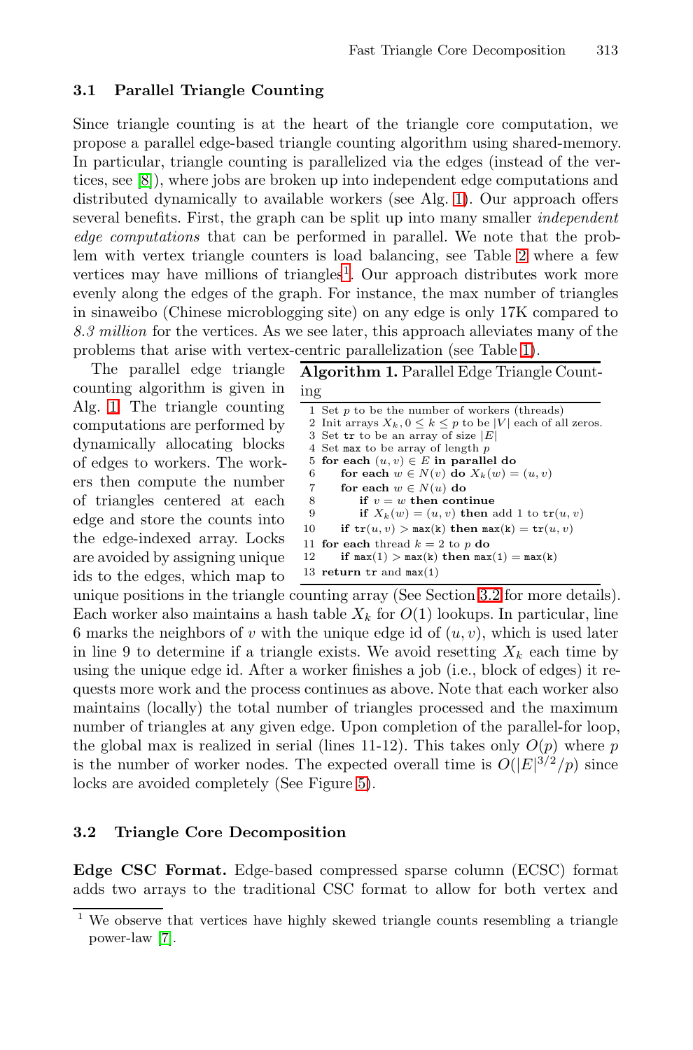### 3.1 Parallel Triangle Counting

Since triangle counting is at the heart of the triangle core computation, we propose a parallel edge-based triangle counting algorithm using shared-memory. In particular, triangle counting is parallelized via the edges (instead of the vertices, see [8]), where jobs are broken up into independent edge computations and distributed dynamically to available workers (see Alg. 1). Our approach offers several benefits. First, the graph can be split up into many smaller *independent edge computations* that can be performed in parallel. We note that the problem with vertex triangle counters is load balancing, see Table 2 where a few vertices may have millions of triangles[1]. Our approach distributes work more evenly along the edges of the graph. For instance, the max number of triangles in sinaweibo (Chinese microblogging site) on any edge is only 17K compared to *8.3 million* for the vertices. As we see later, this approach alleviates many of the problems that arise with vertex-centric parallelization (see Table 1).

**Algorithm 1.** Parallel Edge Triangle Counting

```
1  Set p to be the number of workers (threads)
2  Init arrays X_k, 0 ≤ k ≤ p to be |V| each of all zeros.
3  Set tr to be an array of size |E|
4  Set max to be array of length p
5  for each (u, v) ∈ E in parallel do
6      for each w ∈ N(v) do X_k(w) = (u, v)
7      for each w ∈ N(u) do
8          if v = w then continue
9          if X_k(w) = (u, v) then add 1 to tr(u, v)
10     if tr(u, v) > max(k) then max(k) = tr(u, v)
11 for each thread k = 2 to p do
12     if max(1) > max(k) then max(1) = max(k)
13 return tr and max(1)
```

The parallel edge triangle counting algorithm is given in Alg. 1. The triangle counting computations are performed by dynamically allocating blocks of edges to workers. The workers then compute the number of triangles centered at each edge and store the counts into the edge-indexed array. Locks are avoided by assigning unique ids to the edges, which map to unique positions in the triangle counting array (See Section 3.2 for more details). Each worker also maintains a hash table $X_k$ for $O(1)$ lookups. In particular, line 6 marks the neighbors of $v$ with the unique edge id of $(u, v)$, which is used later in line 9 to determine if a triangle exists. We avoid resetting $X_k$ each time by using the unique edge id. After a worker finishes a job (i.e., block of edges) it requests more work and the process continues as above. Note that each worker also maintains (locally) the total number of triangles processed and the maximum number of triangles at any given edge. Upon completion of the parallel-for loop, the global max is realized in serial (lines 11-12). This takes only $O(p)$ where $p$ is the number of worker nodes. The expected overall time is $O(|E|^{3/2}/p)$ since locks are avoided completely (See Figure 5).

### 3.2 Triangle Core Decomposition

**Edge CSC Format.** Edge-based compressed sparse column (ECSC) format adds two arrays to the traditional CSC format to allow for both vertex and

[1] We observe that vertices have highly skewed triangle counts resembling a triangle power-law [7].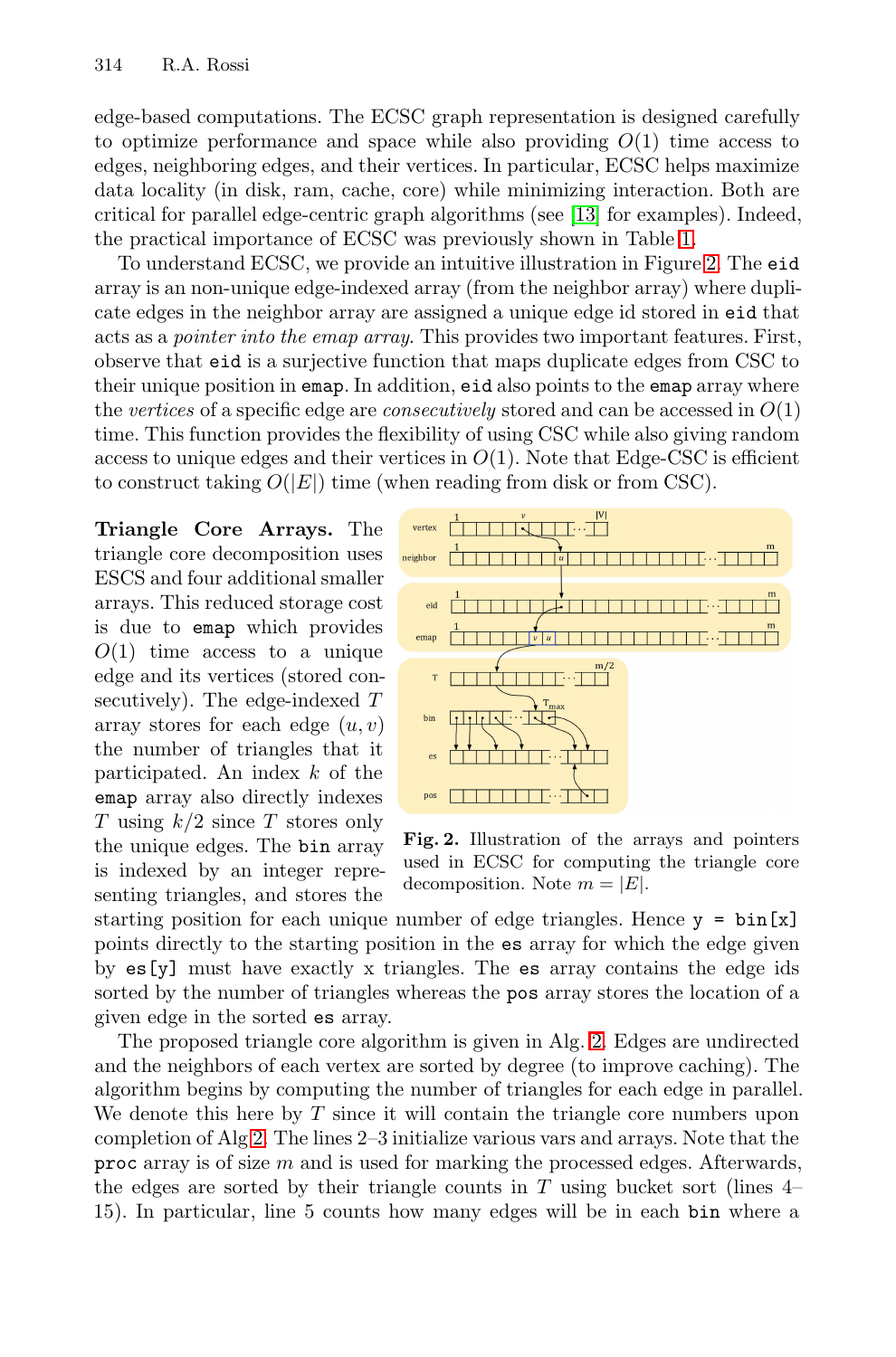edge-based computations. The ECSC graph representation is designed carefully to optimize performance and space while also providing $O(1)$ time access to edges, neighboring edges, and their vertices. In particular, ECSC helps maximize data locality (in disk, ram, cache, core) while minimizing interaction. Both are critical for parallel edge-centric graph algorithms (see [13] for examples). Indeed, the practical importance of ECSC was previously shown in Table 1.

To understand ECSC, we provide an intuitive illustration in Figure 2. The `eid` array is an non-unique edge-indexed array (from the neighbor array) where duplicate edges in the neighbor array are assigned a unique edge id stored in `eid` that acts as a *pointer into the emap array*. This provides two important features. First, observe that `eid` is a surjective function that maps duplicate edges from CSC to their unique position in `emap`. In addition, `eid` also points to the `emap` array where the *vertices* of a specific edge are *consecutively* stored and can be accessed in $O(1)$ time. This function provides the flexibility of using CSC while also giving random access to unique edges and their vertices in $O(1)$. Note that Edge-CSC is efficient to construct taking $O(|E|)$ time (when reading from disk or from CSC).

**Triangle Core Arrays.** The triangle core decomposition uses ESCS and four additional smaller arrays. This reduced storage cost is due to `emap` which provides $O(1)$ time access to a unique edge and its vertices (stored consecutively). The edge-indexed $T$ array stores for each edge $(u, v)$ the number of triangles that it participated. An index $k$ of the `emap` array also directly indexes $T$ using $k/2$ since $T$ stores only the unique edges. The `bin` array is indexed by an integer representing triangles, and stores the starting position for each unique number of edge triangles. Hence `y = bin[x]` points directly to the starting position in the `es` array for which the edge given by `es[y]` must have exactly x triangles. The `es` array contains the edge ids sorted by the number of triangles whereas the `pos` array stores the location of a given edge in the sorted `es` array.

vertex 1 v |V|
neighbor 1 u m
eid 1 m
emap 1 v u m
T m/2
bin $T_{max}$
es
pos

**Fig. 2.** Illustration of the arrays and pointers used in ECSC for computing the triangle core decomposition. Note $m = |E|$.

The proposed triangle core algorithm is given in Alg. 2. Edges are undirected and the neighbors of each vertex are sorted by degree (to improve caching). The algorithm begins by computing the number of triangles for each edge in parallel. We denote this here by $T$ since it will contain the triangle core numbers upon completion of Alg 2. The lines 2–3 initialize various vars and arrays. Note that the `proc` array is of size $m$ and is used for marking the processed edges. Afterwards, the edges are sorted by their triangle counts in $T$ using bucket sort (lines 4–15). In particular, line 5 counts how many edges will be in each `bin` where a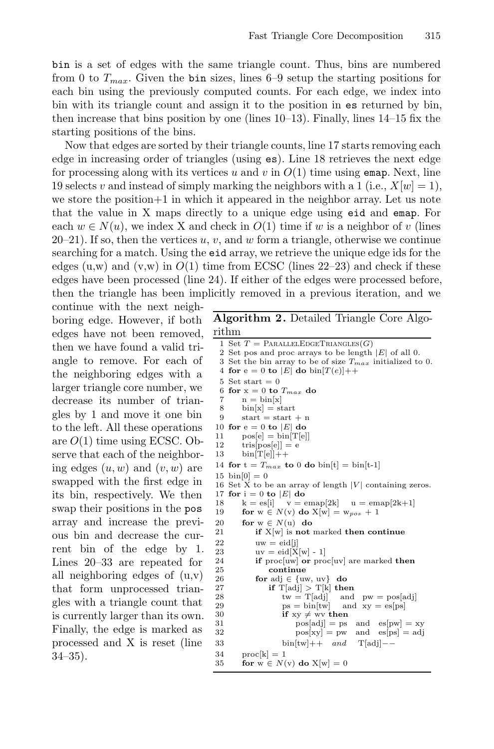bin is a set of edges with the same triangle count. Thus, bins are numbered from 0 to $T_{max}$. Given the bin sizes, lines 6–9 setup the starting positions for each bin using the previously computed counts. For each edge, we index into bin with its triangle count and assign it to the position in es returned by bin, then increase that bins position by one (lines 10–13). Finally, lines 14–15 fix the starting positions of the bins.

Now that edges are sorted by their triangle counts, line 17 starts removing each edge in increasing order of triangles (using es). Line 18 retrieves the next edge for processing along with its vertices $u$ and $v$ in $O(1)$ time using emap. Next, line 19 selects $v$ and instead of simply marking the neighbors with a 1 (i.e., $X[w] = 1$), we store the position+1 in which it appeared in the neighbor array. Let us note that the value in X maps directly to a unique edge using eid and emap. For each $w \in N(u)$, we index X and check in $O(1)$ time if $w$ is a neighbor of $v$ (lines 20–21). If so, then the vertices $u$, $v$, and $w$ form a triangle, otherwise we continue searching for a match. Using the eid array, we retrieve the unique edge ids for the edges (u,w) and (v,w) in $O(1)$ time from ECSC (lines 22–23) and check if these edges have been processed (line 24). If either of the edges were processed before, then the triangle has been implicitly removed in a previous iteration, and we continue with the next neighboring edge. However, if both edges have not been removed, then we have found a valid triangle to remove. For each of the neighboring edges with a larger triangle core number, we decrease its number of triangles by 1 and move it one bin to the left. All these operations are $O(1)$ time using ECSC. Observe that each of the neighboring edges $(u, w)$ and $(v, w)$ are swapped with the first edge in its bin, respectively. We then swap their positions in the pos array and increase the previous bin and decrease the current bin of the edge by 1. Lines 20–33 are repeated for all neighboring edges of (u,v) that form unprocessed triangles with a triangle count that is currently larger than its own. Finally, the edge is marked as processed and X is reset (line 34–35).

**Algorithm 2.** Detailed Triangle Core Algorithm

```
 1 Set T = ParallelEdgeTriangles(G)
 2 Set pos and proc arrays to be length |E| of all 0.
 3 Set the bin array to be of size T_max initialized to 0.
 4 for e = 0 to |E| do bin[T(e)]++
 5 Set start = 0
 6 for x = 0 to T_max do
 7     n = bin[x]
 8     bin[x] = start
 9     start = start + n
10 for e = 0 to |E| do
11     pos[e] = bin[T[e]]
12     tris[pos[e]] = e
13     bin[T[e]]++
14 for t = T_max to 0 do bin[t] = bin[t-1]
15 bin[0] = 0
16 Set X to be an array of length |V| containing zeros.
17 for i = 0 to |E| do
18     k = es[i]    v = emap[2k]    u = emap[2k+1]
19     for w ∈ N(v) do X[w] = w_pos + 1
20     for w ∈ N(u) do
21         if X[w] is not marked then continue
22         uw = eid[j]
23         uv = eid[X[w] - 1]
24         if proc[uw] or proc[uv] are marked then
25             continue
26         for adj ∈ {uw, uv} do
27             if T[adj] > T[k] then
28                 tw = T[adj]    and   pw = pos[adj]
29                 ps = bin[tw]    and   xy = es[ps]
30                 if xy ≠ wv then
31                     pos[adj] = ps   and   es[pw] = xy
32                     pos[xy] = pw    and   es[ps] = adj
33                 bin[tw]++   and   T[adj]−−
34     proc[k] = 1
35     for w ∈ N(v) do X[w] = 0
```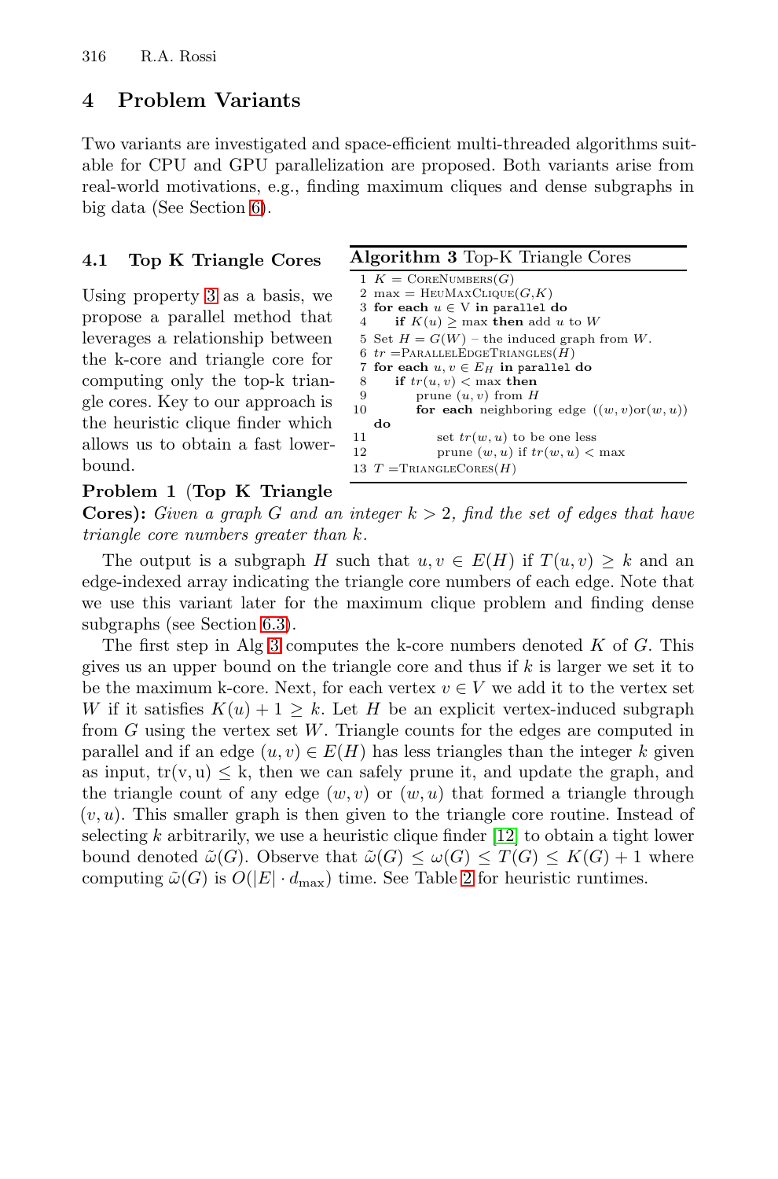## 4 Problem Variants

Two variants are investigated and space-efficient multi-threaded algorithms suitable for CPU and GPU parallelization are proposed. Both variants arise from real-world motivations, e.g., finding maximum cliques and dense subgraphs in big data (See Section 6).

### 4.1 Top K Triangle Cores

Using property 3 as a basis, we propose a parallel method that leverages a relationship between the k-core and triangle core for computing only the top-k triangle cores. Key to our approach is the heuristic clique finder which allows us to obtain a fast lower-bound.

**Algorithm 3** Top-K Triangle Cores

```
1  K = CoreNumbers(G)
2  max = HeuMaxClique(G,K)
3  for each u ∈ V in parallel do
4      if K(u) ≥ max then add u to W
5  Set H = G(W) – the induced graph from W.
6  tr = ParallelEdgeTriangles(H)
7  for each u, v ∈ E_H in parallel do
8      if tr(u, v) < max then
9          prune (u, v) from H
10         for each neighboring edge ((w, v)or(w, u)) do
11             set tr(w, u) to be one less
12             prune (w, u) if tr(w, u) < max
13 T = TriangleCores(H)
```

**Problem 1 (Top K Triangle Cores):** *Given a graph $G$ and an integer $k > 2$, find the set of edges that have triangle core numbers greater than $k$.*

The output is a subgraph $H$ such that $u, v \in E(H)$ if $T(u, v) \geq k$ and an edge-indexed array indicating the triangle core numbers of each edge. Note that we use this variant later for the maximum clique problem and finding dense subgraphs (see Section 6.3).

The first step in Alg 3 computes the k-core numbers denoted $K$ of $G$. This gives us an upper bound on the triangle core and thus if $k$ is larger we set it to be the maximum k-core. Next, for each vertex $v \in V$ we add it to the vertex set $W$ if it satisfies $K(u) + 1 \geq k$. Let $H$ be an explicit vertex-induced subgraph from $G$ using the vertex set $W$. Triangle counts for the edges are computed in parallel and if an edge $(u, v) \in E(H)$ has less triangles than the integer $k$ given as input, $\mathrm{tr(v, u)} \leq \mathrm{k}$, then we can safely prune it, and update the graph, and the triangle count of any edge $(w, v)$ or $(w, u)$ that formed a triangle through $(v, u)$. This smaller graph is then given to the triangle core routine. Instead of selecting $k$ arbitrarily, we use a heuristic clique finder [12] to obtain a tight lower bound denoted $\tilde{\omega}(G)$. Observe that $\tilde{\omega}(G) \leq \omega(G) \leq T(G) \leq K(G) + 1$ where computing $\tilde{\omega}(G)$ is $O(|E| \cdot d_{\max})$ time. See Table 2 for heuristic runtimes.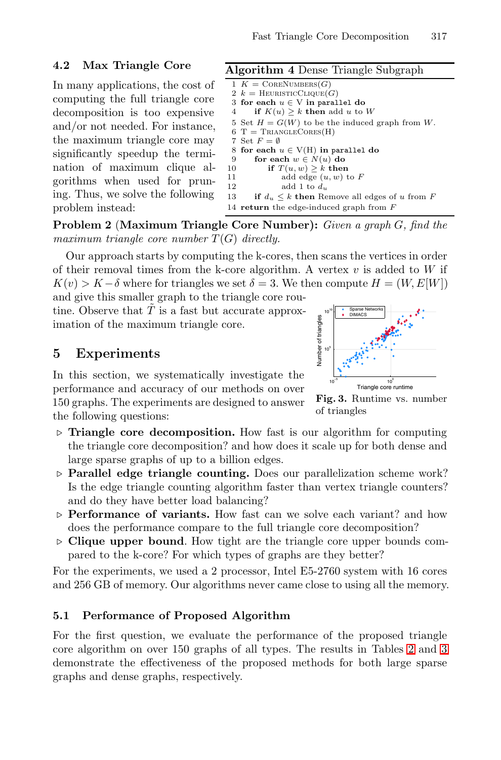### 4.2 Max Triangle Core

In many applications, the cost of computing the full triangle core decomposition is too expensive and/or not needed. For instance, the maximum triangle core may significantly speedup the termination of maximum clique algorithms when used for pruning. Thus, we solve the following problem instead:

**Algorithm 4** Dense Triangle Subgraph

```
1  K = CoreNumbers(G)
2  k = HeuristicClique(G)
3  for each u ∈ V in parallel do
4      if K(u) ≥ k then add u to W
5  Set H = G(W) to be the induced graph from W.
6  T = TriangleCores(H)
7  Set F = ∅
8  for each u ∈ V(H) in parallel do
9      for each w ∈ N(u) do
10         if T(u, w) ≥ k then
11             add edge (u, w) to F
12             add 1 to d_u
13     if d_u ≤ k then Remove all edges of u from F
14 return the edge-induced graph from F
```

**Problem 2 (Maximum Triangle Core Number):** *Given a graph $G$, find the maximum triangle core number $T(G)$ directly.*

Our approach starts by computing the k-cores, then scans the vertices in order of their removal times from the k-core algorithm. A vertex $v$ is added to $W$ if $K(v) > K - \delta$ where for triangles we set $\delta = 3$. We then compute $H = (W, E[W])$ and give this smaller graph to the triangle core routine. Observe that $\tilde{T}$ is a fast but accurate approximation of the maximum triangle core.

**Fig. 3.** Runtime vs. number of triangles

## 5 Experiments

In this section, we systematically investigate the performance and accuracy of our methods on over 150 graphs. The experiments are designed to answer the following questions:

- ▷ **Triangle core decomposition.** How fast is our algorithm for computing the triangle core decomposition? and how does it scale up for both dense and large sparse graphs of up to a billion edges.
- ▷ **Parallel edge triangle counting.** Does our parallelization scheme work? Is the edge triangle counting algorithm faster than vertex triangle counters? and do they have better load balancing?
- ▷ **Performance of variants.** How fast can we solve each variant? and how does the performance compare to the full triangle core decomposition?
- ▷ **Clique upper bound**. How tight are the triangle core upper bounds compared to the k-core? For which types of graphs are they better?

For the experiments, we used a 2 processor, Intel E5-2760 system with 16 cores and 256 GB of memory. Our algorithms never came close to using all the memory.

### 5.1 Performance of Proposed Algorithm

For the first question, we evaluate the performance of the proposed triangle core algorithm on over 150 graphs of all types. The results in Tables 2 and 3 demonstrate the effectiveness of the proposed methods for both large sparse graphs and dense graphs, respectively.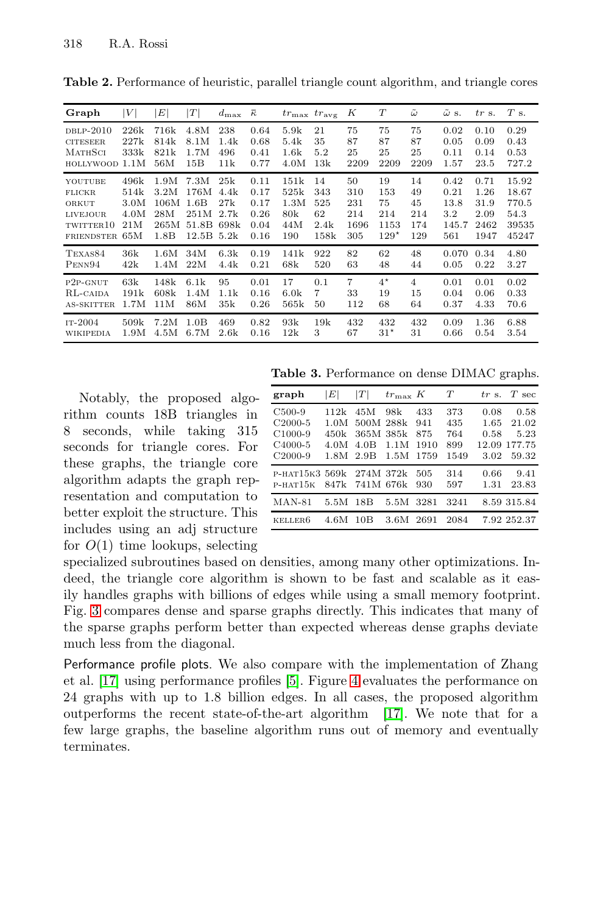**Table 2.** Performance of heuristic, parallel triangle count algorithm, and triangle cores

| Graph | $\|V\|$ | $\|E\|$ | $\|T\|$ | $d_{\max}$ | $\bar{\kappa}$ | $tr_{\max}$ | $tr_{\text{avg}}$ | $K$ | $T$ | $\tilde{\omega}$ | $\tilde{\omega}$ s. | $tr$ s. | $T$ s. |
|---|---|---|---|---|---|---|---|---|---|---|---|---|---|
| DBLP-2010 | 226k | 716k | 4.8M | 238 | 0.64 | 5.9k | 21 | 75 | 75 | 75 | 0.02 | 0.10 | 0.29 |
| CITESEER | 227k | 814k | 8.1M | 1.4k | 0.68 | 5.4k | 35 | 87 | 87 | 87 | 0.05 | 0.09 | 0.43 |
| MATHSCI | 333k | 821k | 1.7M | 496 | 0.41 | 1.6k | 5.2 | 25 | 25 | 25 | 0.11 | 0.14 | 0.53 |
| HOLLYWOOD | 1.1M | 56M | 15B | 11k | 0.77 | 4.0M | 13k | 2209 | 2209 | 2209 | 1.57 | 23.5 | 727.2 |
| YOUTUBE | 496k | 1.9M | 7.3M | 25k | 0.11 | 151k | 14 | 50 | 19 | 14 | 0.42 | 0.71 | 15.92 |
| FLICKR | 514k | 3.2M | 176M | 4.4k | 0.17 | 525k | 343 | 310 | 153 | 49 | 0.21 | 1.26 | 18.67 |
| ORKUT | 3.0M | 106M | 1.6B | 27k | 0.17 | 1.3M | 525 | 231 | 75 | 45 | 13.8 | 31.9 | 770.5 |
| LIVEJOUR | 4.0M | 28M | 251M | 2.7k | 0.26 | 80k | 62 | 214 | 214 | 214 | 3.2 | 2.09 | 54.3 |
| TWITTER10 | 21M | 265M | 51.8B | 698k | 0.04 | 44M | 2.4k | 1696 | 1153 | 174 | 145.7 | 2462 | 39535 |
| FRIENDSTER | 65M | 1.8B | 12.5B | 5.2k | 0.16 | 190 | 158k | 305 | $129^{\star}$ | 129 | 561 | 1947 | 45247 |
| TEXAS84 | 36k | 1.6M | 34M | 6.3k | 0.19 | 141k | 922 | 82 | 62 | 48 | 0.070 | 0.34 | 4.80 |
| PENN94 | 42k | 1.4M | 22M | 4.4k | 0.21 | 68k | 520 | 63 | 48 | 44 | 0.05 | 0.22 | 3.27 |
| P2P-GNUT | 63k | 148k | 6.1k | 95 | 0.01 | 17 | 0.1 | 7 | $4^{\star}$ | 4 | 0.01 | 0.01 | 0.02 |
| RL-CAIDA | 191k | 608k | 1.4M | 1.1k | 0.16 | 6.0k | 7 | 33 | 19 | 15 | 0.04 | 0.06 | 0.33 |
| AS-SKITTER | 1.7M | 11M | 86M | 35k | 0.26 | 565k | 50 | 112 | 68 | 64 | 0.37 | 4.33 | 70.6 |
| IT-2004 | 509k | 7.2M | 1.0B | 469 | 0.82 | 93k | 19k | 432 | 432 | 432 | 0.09 | 1.36 | 6.88 |
| WIKIPEDIA | 1.9M | 4.5M | 6.7M | 2.6k | 0.16 | 12k | 3 | 67 | $31^{\star}$ | 31 | 0.66 | 0.54 | 3.54 |

**Table 3.** Performance on dense DIMAC graphs.

| graph | $\|E\|$ | $\|T\|$ | $tr_{\max}$ | $K$ | $T$ | $tr$ s. | $T$ sec |
|---|---|---|---|---|---|---|---|
| C500-9 | 112k | 45M | 98k | 433 | 373 | 0.08 | 0.58 |
| C2000-5 | 1.0M | 500M | 288k | 941 | 435 | 1.65 | 21.02 |
| C1000-9 | 450k | 365M | 385k | 875 | 764 | 0.58 | 5.23 |
| C4000-5 | 4.0M | 4.0B | 1.1M | 1910 | 899 | 12.09 | 177.75 |
| C2000-9 | 1.8M | 2.9B | 1.5M | 1759 | 1549 | 3.02 | 59.32 |
| P-HAT15K3 | 569k | 274M | 372k | 505 | 314 | 0.66 | 9.41 |
| P-HAT15K | 847k | 741M | 676k | 930 | 597 | 1.31 | 23.83 |
| MAN-81 | 5.5M | 18B | 5.5M | 3281 | 3241 | 8.59 | 315.84 |
| KELLER6 | 4.6M | 10B | 3.6M | 2691 | 2084 | 7.92 | 252.37 |

Notably, the proposed algorithm counts 18B triangles in 8 seconds, while taking 315 seconds for triangle cores. For these graphs, the triangle core algorithm adapts the graph representation and computation to better exploit the structure. This includes using an adj structure for $O(1)$ time lookups, selecting specialized subroutines based on densities, among many other optimizations. Indeed, the triangle core algorithm is shown to be fast and scalable as it easily handles graphs with billions of edges while using a small memory footprint. Fig. 3 compares dense and sparse graphs directly. This indicates that many of the sparse graphs perform better than expected whereas dense graphs deviate much less from the diagonal.

**Performance profile plots.** We also compare with the implementation of Zhang et al. [17] using performance profiles [5]. Figure 4 evaluates the performance on 24 graphs with up to 1.8 billion edges. In all cases, the proposed algorithm outperforms the recent state-of-the-art algorithm [17]. We note that for a few large graphs, the baseline algorithm runs out of memory and eventually terminates.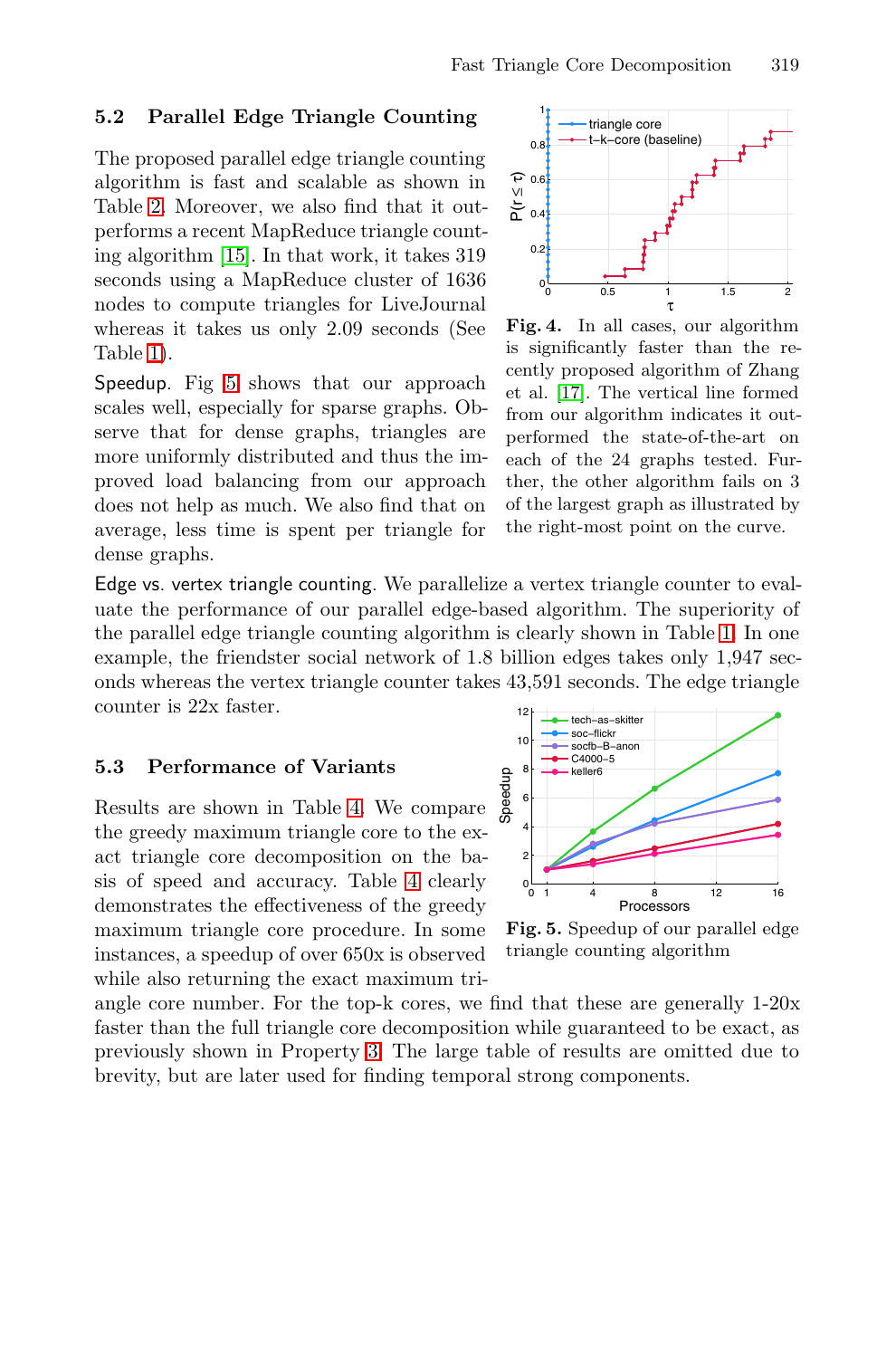### 5.2 Parallel Edge Triangle Counting

The proposed parallel edge triangle counting algorithm is fast and scalable as shown in Table 2. Moreover, we also find that it outperforms a recent MapReduce triangle counting algorithm [15]. In that work, it takes 319 seconds using a MapReduce cluster of 1636 nodes to compute triangles for LiveJournal whereas it takes us only 2.09 seconds (See Table 1).

Speedup. Fig 5 shows that our approach scales well, especially for sparse graphs. Observe that for dense graphs, triangles are more uniformly distributed and thus the improved load balancing from our approach does not help as much. We also find that on average, less time is spent per triangle for dense graphs.

**Fig. 4.** In all cases, our algorithm is significantly faster than the recently proposed algorithm of Zhang et al. [17]. The vertical line formed from our algorithm indicates it outperformed the state-of-the-art on each of the 24 graphs tested. Further, the other algorithm fails on 3 of the largest graph as illustrated by the right-most point on the curve.

Edge vs. vertex triangle counting. We parallelize a vertex triangle counter to evaluate the performance of our parallel edge-based algorithm. The superiority of the parallel edge triangle counting algorithm is clearly shown in Table 1. In one example, the friendster social network of 1.8 billion edges takes only 1,947 seconds whereas the vertex triangle counter takes 43,591 seconds. The edge triangle counter is 22x faster.

### 5.3 Performance of Variants

Results are shown in Table 4. We compare the greedy maximum triangle core to the exact triangle core decomposition on the basis of speed and accuracy. Table 4 clearly demonstrates the effectiveness of the greedy maximum triangle core procedure. In some instances, a speedup of over 650x is observed while also returning the exact maximum triangle core number. For the top-k cores, we find that these are generally 1-20x faster than the full triangle core decomposition while guaranteed to be exact, as previously shown in Property 3. The large table of results are omitted due to brevity, but are later used for finding temporal strong components.

**Fig. 5.** Speedup of our parallel edge triangle counting algorithm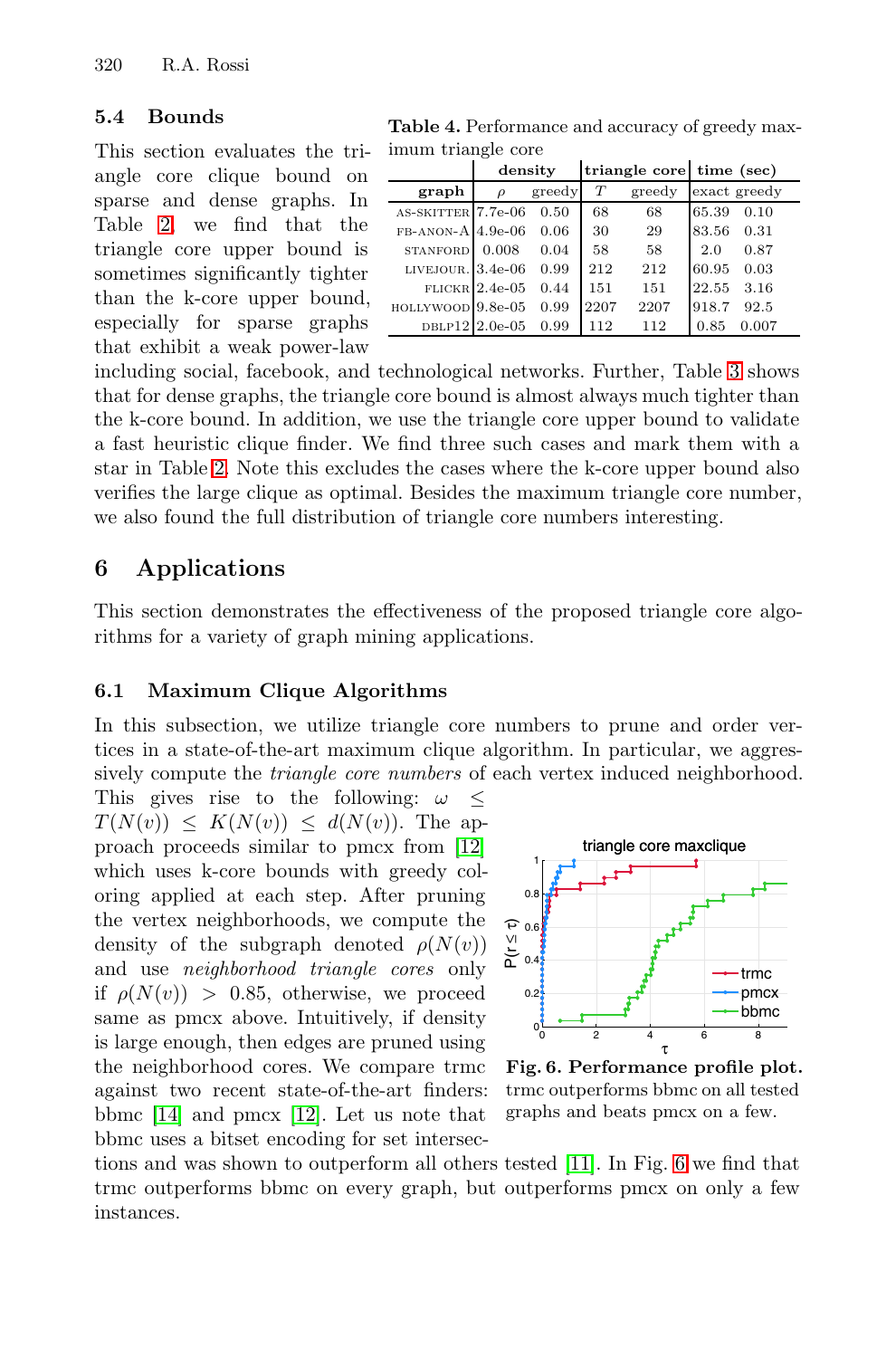### 5.4 Bounds

This section evaluates the triangle core clique bound on sparse and dense graphs. In Table 2, we find that the triangle core upper bound is sometimes significantly tighter than the k-core upper bound, especially for sparse graphs that exhibit a weak power-law including social, facebook, and technological networks. Further, Table 3 shows that for dense graphs, the triangle core bound is almost always much tighter than the k-core bound. In addition, we use the triangle core upper bound to validate a fast heuristic clique finder. We find three such cases and mark them with a star in Table 2. Note this excludes the cases where the k-core upper bound also verifies the large clique as optimal. Besides the maximum triangle core number, we also found the full distribution of triangle core numbers interesting.

**Table 4.** Performance and accuracy of greedy maximum triangle core

| | density | | triangle core | | time (sec) | |
|---|---|---|---|---|---|---|
| **graph** | $\rho$ | greedy | $T$ | greedy | exact | greedy |
| AS-SKITTER | 7.7e-06 | 0.50 | 68 | 68 | 65.39 | 0.10 |
| FB-ANON-A | 4.9e-06 | 0.06 | 30 | 29 | 83.56 | 0.31 |
| STANFORD | 0.008 | 0.04 | 58 | 58 | 2.0 | 0.87 |
| LIVEJOUR. | 3.4e-06 | 0.99 | 212 | 212 | 60.95 | 0.03 |
| FLICKR | 2.4e-05 | 0.44 | 151 | 151 | 22.55 | 3.16 |
| HOLLYWOOD | 9.8e-05 | 0.99 | 2207 | 2207 | 918.7 | 92.5 |
| DBLP12 | 2.0e-05 | 0.99 | 112 | 112 | 0.85 | 0.007 |

## 6 Applications

This section demonstrates the effectiveness of the proposed triangle core algorithms for a variety of graph mining applications.

### 6.1 Maximum Clique Algorithms

In this subsection, we utilize triangle core numbers to prune and order vertices in a state-of-the-art maximum clique algorithm. In particular, we aggressively compute the *triangle core numbers* of each vertex induced neighborhood. This gives rise to the following: $\omega \leq T(N(v)) \leq K(N(v)) \leq d(N(v))$. The approach proceeds similar to pmcx from [12] which uses k-core bounds with greedy coloring applied at each step. After pruning the vertex neighborhoods, we compute the density of the subgraph denoted $\rho(N(v))$ and use *neighborhood triangle cores* only if $\rho(N(v)) > 0.85$, otherwise, we proceed same as pmcx above. Intuitively, if density is large enough, then edges are pruned using the neighborhood cores. We compare trmc against two recent state-of-the-art finders: bbmc [14] and pmcx [12]. Let us note that bbmc uses a bitset encoding for set intersections and was shown to outperform all others tested [11]. In Fig. 6 we find that trmc outperforms bbmc on every graph, but outperforms pmcx on only a few instances.

**Fig. 6. Performance profile plot.** trmc outperforms bbmc on all tested graphs and beats pmcx on a few.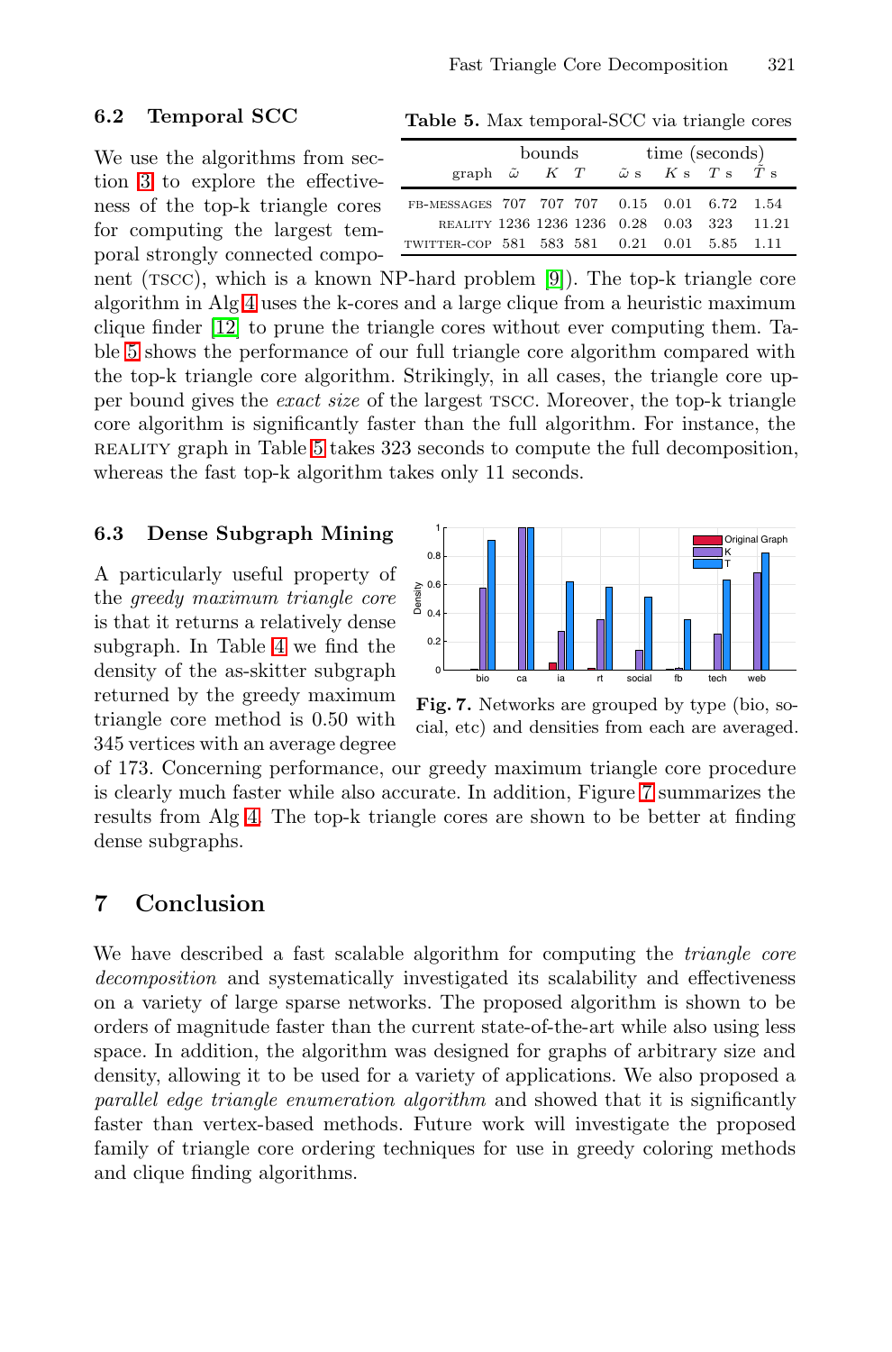### 6.2 Temporal SCC

We use the algorithms from section 3 to explore the effectiveness of the top-k triangle cores for computing the largest temporal strongly connected component (TSCC), which is a known NP-hard problem [9]). The top-k triangle core algorithm in Alg 4 uses the k-cores and a large clique from a heuristic maximum clique finder [12] to prune the triangle cores without ever computing them. Table 5 shows the performance of our full triangle core algorithm compared with the top-k triangle core algorithm. Strikingly, in all cases, the triangle core upper bound gives the *exact size* of the largest TSCC. Moreover, the top-k triangle core algorithm is significantly faster than the full algorithm. For instance, the REALITY graph in Table 5 takes 323 seconds to compute the full decomposition, whereas the fast top-k algorithm takes only 11 seconds.

**Table 5.** Max temporal-SCC via triangle cores

| | bounds | | | time (seconds) | | | |
|---|---|---|---|---|---|---|---|
| graph | $\tilde{\omega}$ | $K$ | $T$ | $\tilde{\omega}$ s | $K$ s | $T$ s | $\tilde{T}$ s |
| FB-MESSAGES | 707 | 707 | 707 | 0.15 | 0.01 | 6.72 | 1.54 |
| REALITY | 1236 | 1236 | 1236 | 0.28 | 0.03 | 323 | 11.21 |
| TWITTER-COP | 581 | 583 | 581 | 0.21 | 0.01 | 5.85 | 1.11 |

### 6.3 Dense Subgraph Mining

A particularly useful property of the *greedy maximum triangle core* is that it returns a relatively dense subgraph. In Table 4 we find the density of the as-skitter subgraph returned by the greedy maximum triangle core method is 0.50 with 345 vertices with an average degree of 173. Concerning performance, our greedy maximum triangle core procedure is clearly much faster while also accurate. In addition, Figure 7 summarizes the results from Alg 4. The top-k triangle cores are shown to be better at finding dense subgraphs.

**Fig. 7.** Networks are grouped by type (bio, social, etc) and densities from each are averaged.

## 7 Conclusion

We have described a fast scalable algorithm for computing the *triangle core decomposition* and systematically investigated its scalability and effectiveness on a variety of large sparse networks. The proposed algorithm is shown to be orders of magnitude faster than the current state-of-the-art while also using less space. In addition, the algorithm was designed for graphs of arbitrary size and density, allowing it to be used for a variety of applications. We also proposed a *parallel edge triangle enumeration algorithm* and showed that it is significantly faster than vertex-based methods. Future work will investigate the proposed family of triangle core ordering techniques for use in greedy coloring methods and clique finding algorithms.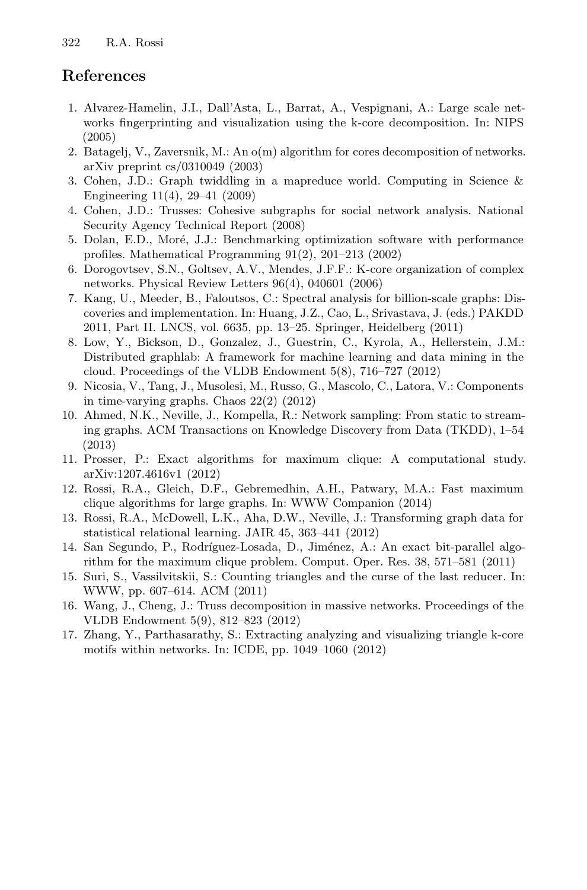## References

1. Alvarez-Hamelin, J.I., Dall'Asta, L., Barrat, A., Vespignani, A.: Large scale networks fingerprinting and visualization using the k-core decomposition. In: NIPS (2005)
2. Batagelj, V., Zaversnik, M.: An o(m) algorithm for cores decomposition of networks. arXiv preprint cs/0310049 (2003)
3. Cohen, J.D.: Graph twiddling in a mapreduce world. Computing in Science & Engineering 11(4), 29–41 (2009)
4. Cohen, J.D.: Trusses: Cohesive subgraphs for social network analysis. National Security Agency Technical Report (2008)
5. Dolan, E.D., Moré, J.J.: Benchmarking optimization software with performance profiles. Mathematical Programming 91(2), 201–213 (2002)
6. Dorogovtsev, S.N., Goltsev, A.V., Mendes, J.F.F.: K-core organization of complex networks. Physical Review Letters 96(4), 040601 (2006)
7. Kang, U., Meeder, B., Faloutsos, C.: Spectral analysis for billion-scale graphs: Discoveries and implementation. In: Huang, J.Z., Cao, L., Srivastava, J. (eds.) PAKDD 2011, Part II. LNCS, vol. 6635, pp. 13–25. Springer, Heidelberg (2011)
8. Low, Y., Bickson, D., Gonzalez, J., Guestrin, C., Kyrola, A., Hellerstein, J.M.: Distributed graphlab: A framework for machine learning and data mining in the cloud. Proceedings of the VLDB Endowment 5(8), 716–727 (2012)
9. Nicosia, V., Tang, J., Musolesi, M., Russo, G., Mascolo, C., Latora, V.: Components in time-varying graphs. Chaos 22(2) (2012)
10. Ahmed, N.K., Neville, J., Kompella, R.: Network sampling: From static to streaming graphs. ACM Transactions on Knowledge Discovery from Data (TKDD), 1–54 (2013)
11. Prosser, P.: Exact algorithms for maximum clique: A computational study. arXiv:1207.4616v1 (2012)
12. Rossi, R.A., Gleich, D.F., Gebremedhin, A.H., Patwary, M.A.: Fast maximum clique algorithms for large graphs. In: WWW Companion (2014)
13. Rossi, R.A., McDowell, L.K., Aha, D.W., Neville, J.: Transforming graph data for statistical relational learning. JAIR 45, 363–441 (2012)
14. San Segundo, P., Rodríguez-Losada, D., Jiménez, A.: An exact bit-parallel algorithm for the maximum clique problem. Comput. Oper. Res. 38, 571–581 (2011)
15. Suri, S., Vassilvitskii, S.: Counting triangles and the curse of the last reducer. In: WWW, pp. 607–614. ACM (2011)
16. Wang, J., Cheng, J.: Truss decomposition in massive networks. Proceedings of the VLDB Endowment 5(9), 812–823 (2012)
17. Zhang, Y., Parthasarathy, S.: Extracting analyzing and visualizing triangle k-core motifs within networks. In: ICDE, pp. 1049–1060 (2012)